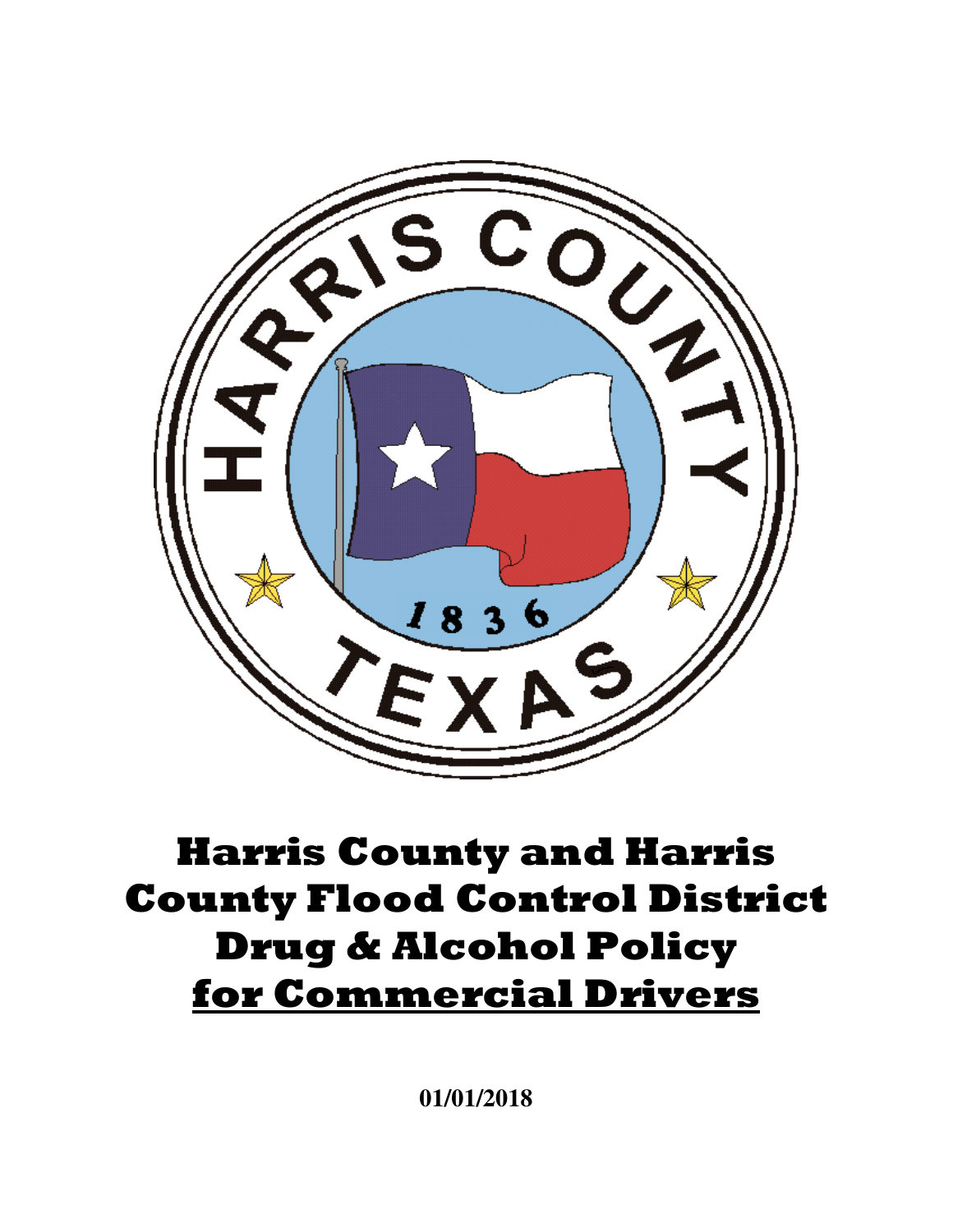# Harris County and Harris County Flood Control District Drug & Alcohol Policy for Commercial Drivers

**01/01/2018**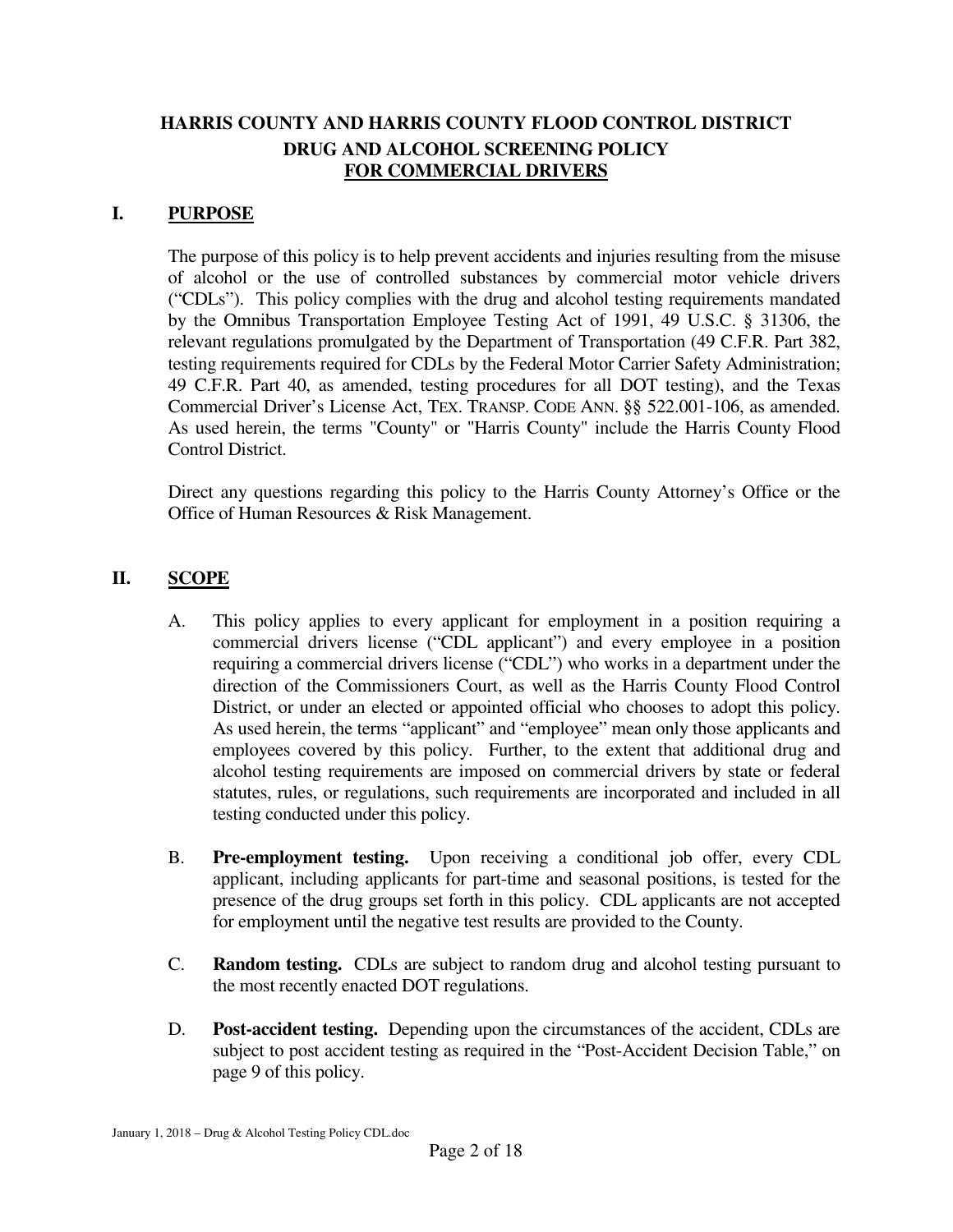# HARRIS COUNTY AND HARRIS COUNTY FLOOD CONTROL DISTRICT
## DRUG AND ALCOHOL SCREENING POLICY
## FOR COMMERCIAL DRIVERS

## I. PURPOSE

The purpose of this policy is to help prevent accidents and injuries resulting from the misuse of alcohol or the use of controlled substances by commercial motor vehicle drivers ("CDLs"). This policy complies with the drug and alcohol testing requirements mandated by the Omnibus Transportation Employee Testing Act of 1991, 49 U.S.C. § 31306, the relevant regulations promulgated by the Department of Transportation (49 C.F.R. Part 382, testing requirements required for CDLs by the Federal Motor Carrier Safety Administration; 49 C.F.R. Part 40, as amended, testing procedures for all DOT testing), and the Texas Commercial Driver's License Act, TEX. TRANSP. CODE ANN. §§ 522.001-106, as amended. As used herein, the terms "County" or "Harris County" include the Harris County Flood Control District.

Direct any questions regarding this policy to the Harris County Attorney's Office or the Office of Human Resources & Risk Management.

## II. SCOPE

A. This policy applies to every applicant for employment in a position requiring a commercial drivers license ("CDL applicant") and every employee in a position requiring a commercial drivers license ("CDL") who works in a department under the direction of the Commissioners Court, as well as the Harris County Flood Control District, or under an elected or appointed official who chooses to adopt this policy. As used herein, the terms "applicant" and "employee" mean only those applicants and employees covered by this policy. Further, to the extent that additional drug and alcohol testing requirements are imposed on commercial drivers by state or federal statutes, rules, or regulations, such requirements are incorporated and included in all testing conducted under this policy.

B. **Pre-employment testing.** Upon receiving a conditional job offer, every CDL applicant, including applicants for part-time and seasonal positions, is tested for the presence of the drug groups set forth in this policy. CDL applicants are not accepted for employment until the negative test results are provided to the County.

C. **Random testing.** CDLs are subject to random drug and alcohol testing pursuant to the most recently enacted DOT regulations.

D. **Post-accident testing.** Depending upon the circumstances of the accident, CDLs are subject to post accident testing as required in the "Post-Accident Decision Table," on page 9 of this policy.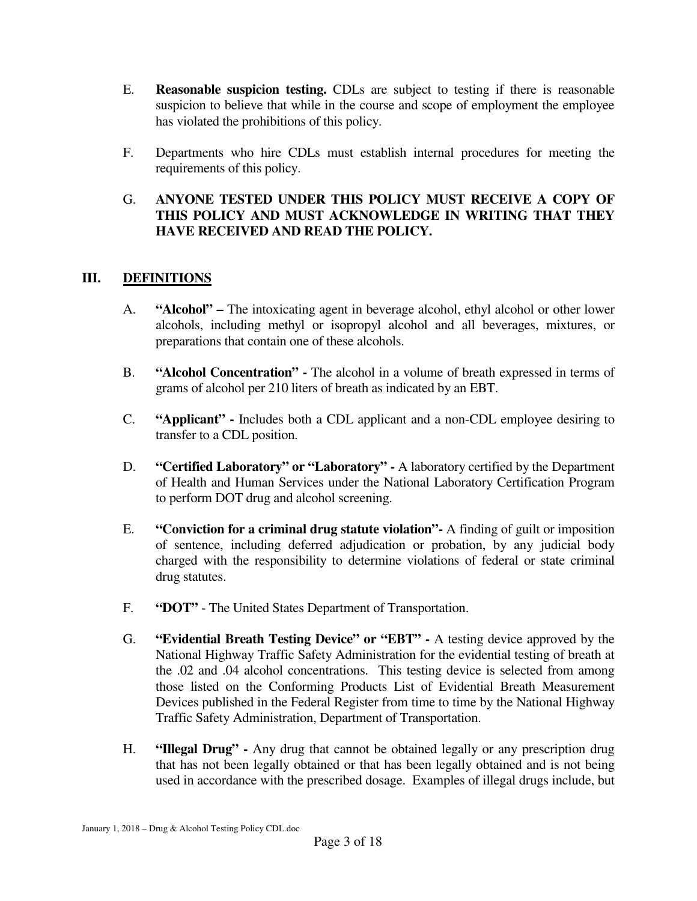E. **Reasonable suspicion testing.** CDLs are subject to testing if there is reasonable suspicion to believe that while in the course and scope of employment the employee has violated the prohibitions of this policy.

F. Departments who hire CDLs must establish internal procedures for meeting the requirements of this policy.

G. **ANYONE TESTED UNDER THIS POLICY MUST RECEIVE A COPY OF THIS POLICY AND MUST ACKNOWLEDGE IN WRITING THAT THEY HAVE RECEIVED AND READ THE POLICY.**

## III. DEFINITIONS

A. **"Alcohol" –** The intoxicating agent in beverage alcohol, ethyl alcohol or other lower alcohols, including methyl or isopropyl alcohol and all beverages, mixtures, or preparations that contain one of these alcohols.

B. **"Alcohol Concentration" -** The alcohol in a volume of breath expressed in terms of grams of alcohol per 210 liters of breath as indicated by an EBT.

C. **"Applicant" -** Includes both a CDL applicant and a non-CDL employee desiring to transfer to a CDL position.

D. **"Certified Laboratory" or "Laboratory" -** A laboratory certified by the Department of Health and Human Services under the National Laboratory Certification Program to perform DOT drug and alcohol screening.

E. **"Conviction for a criminal drug statute violation"-** A finding of guilt or imposition of sentence, including deferred adjudication or probation, by any judicial body charged with the responsibility to determine violations of federal or state criminal drug statutes.

F. **"DOT"** - The United States Department of Transportation.

G. **"Evidential Breath Testing Device" or "EBT" -** A testing device approved by the National Highway Traffic Safety Administration for the evidential testing of breath at the .02 and .04 alcohol concentrations. This testing device is selected from among those listed on the Conforming Products List of Evidential Breath Measurement Devices published in the Federal Register from time to time by the National Highway Traffic Safety Administration, Department of Transportation.

H. **"Illegal Drug" -** Any drug that cannot be obtained legally or any prescription drug that has not been legally obtained or that has been legally obtained and is not being used in accordance with the prescribed dosage. Examples of illegal drugs include, but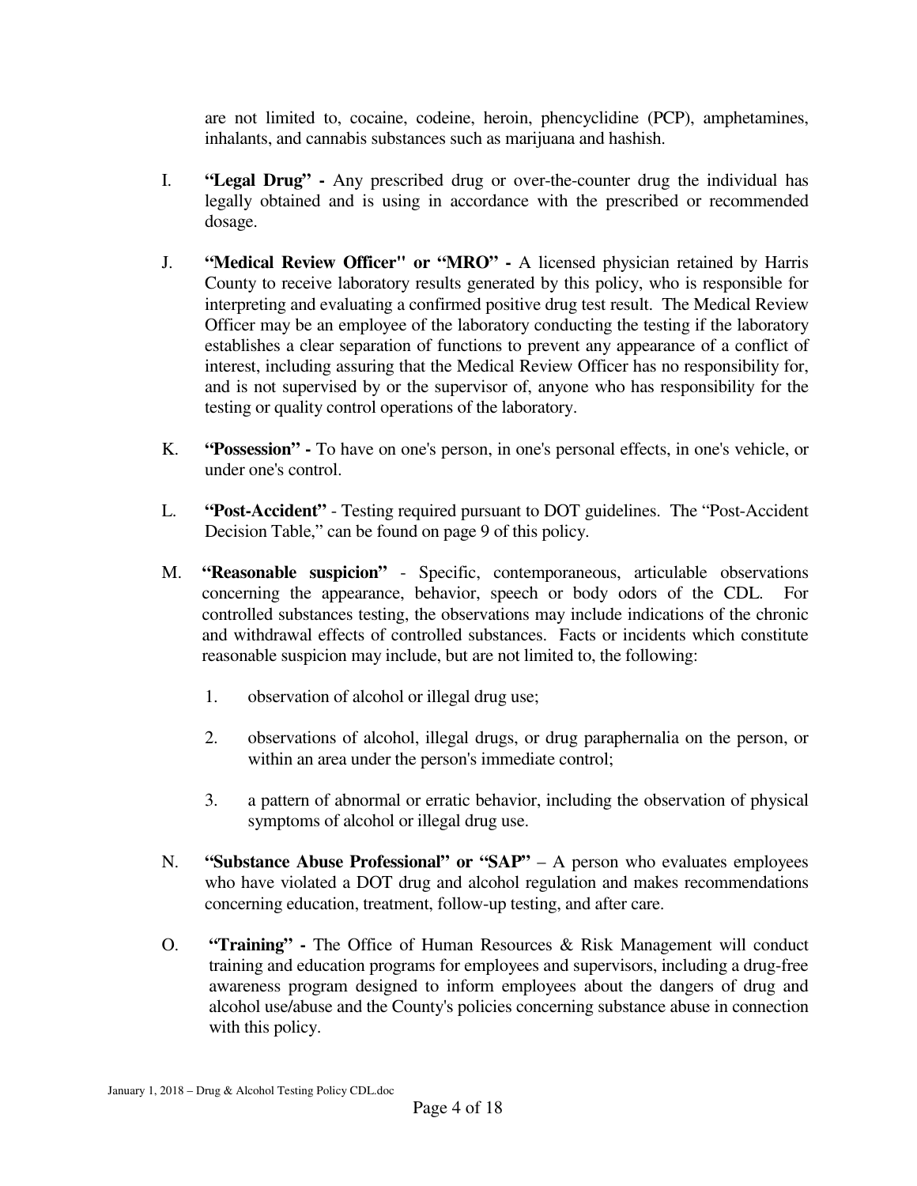are not limited to, cocaine, codeine, heroin, phencyclidine (PCP), amphetamines, inhalants, and cannabis substances such as marijuana and hashish.

I. **"Legal Drug" -** Any prescribed drug or over-the-counter drug the individual has legally obtained and is using in accordance with the prescribed or recommended dosage.

J. **"Medical Review Officer" or "MRO" -** A licensed physician retained by Harris County to receive laboratory results generated by this policy, who is responsible for interpreting and evaluating a confirmed positive drug test result. The Medical Review Officer may be an employee of the laboratory conducting the testing if the laboratory establishes a clear separation of functions to prevent any appearance of a conflict of interest, including assuring that the Medical Review Officer has no responsibility for, and is not supervised by or the supervisor of, anyone who has responsibility for the testing or quality control operations of the laboratory.

K. **"Possession" -** To have on one's person, in one's personal effects, in one's vehicle, or under one's control.

L. **"Post-Accident"** - Testing required pursuant to DOT guidelines. The "Post-Accident Decision Table," can be found on page 9 of this policy.

M. **"Reasonable suspicion"** - Specific, contemporaneous, articulable observations concerning the appearance, behavior, speech or body odors of the CDL. For controlled substances testing, the observations may include indications of the chronic and withdrawal effects of controlled substances. Facts or incidents which constitute reasonable suspicion may include, but are not limited to, the following:

   1. observation of alcohol or illegal drug use;

   2. observations of alcohol, illegal drugs, or drug paraphernalia on the person, or within an area under the person's immediate control;

   3. a pattern of abnormal or erratic behavior, including the observation of physical symptoms of alcohol or illegal drug use.

N. **"Substance Abuse Professional" or "SAP"** – A person who evaluates employees who have violated a DOT drug and alcohol regulation and makes recommendations concerning education, treatment, follow-up testing, and after care.

O. **"Training" -** The Office of Human Resources & Risk Management will conduct training and education programs for employees and supervisors, including a drug-free awareness program designed to inform employees about the dangers of drug and alcohol use/abuse and the County's policies concerning substance abuse in connection with this policy.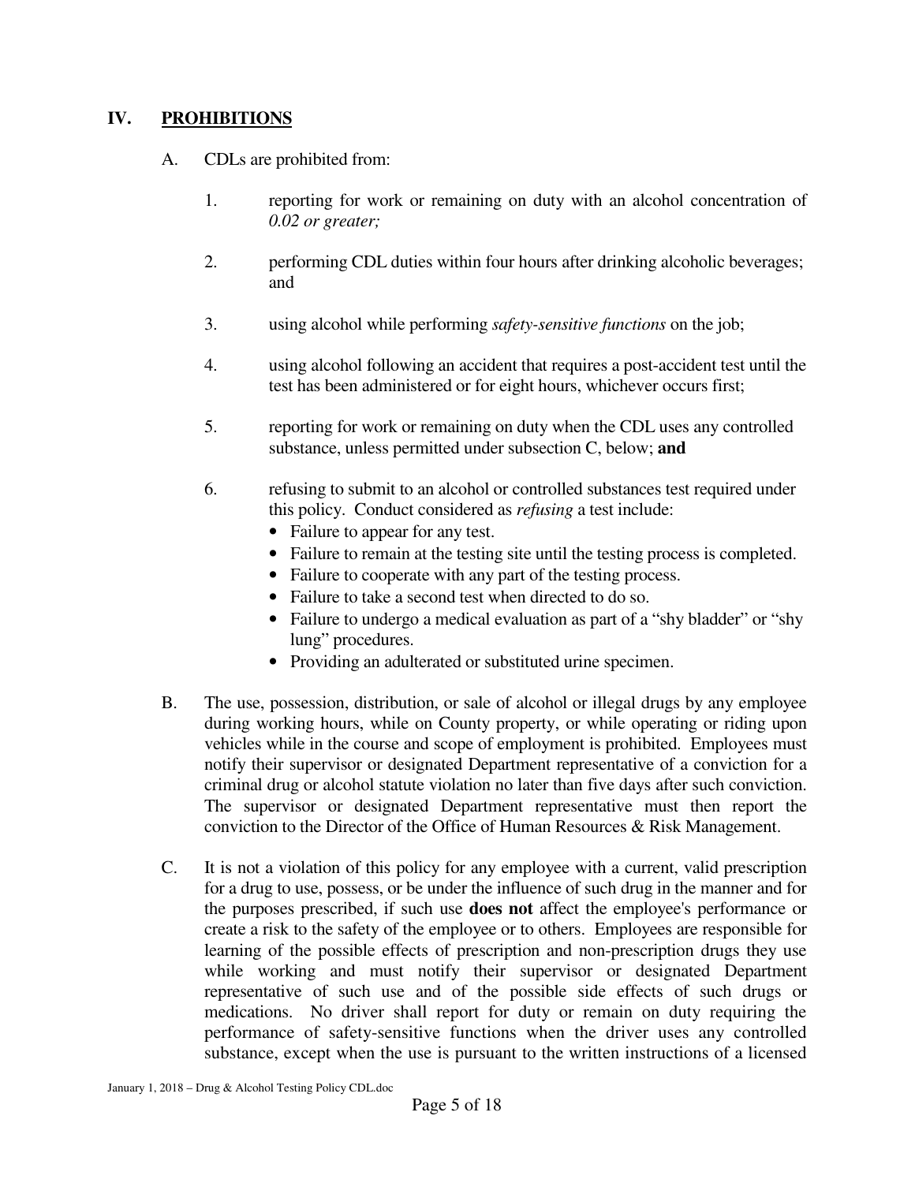## IV. PROHIBITIONS

A. CDLs are prohibited from:

1. reporting for work or remaining on duty with an alcohol concentration of *0.02 or greater;*

2. performing CDL duties within four hours after drinking alcoholic beverages; and

3. using alcohol while performing *safety-sensitive functions* on the job;

4. using alcohol following an accident that requires a post-accident test until the test has been administered or for eight hours, whichever occurs first;

5. reporting for work or remaining on duty when the CDL uses any controlled substance, unless permitted under subsection C, below; **and**

6. refusing to submit to an alcohol or controlled substances test required under this policy. Conduct considered as *refusing* a test include:
   - Failure to appear for any test.
   - Failure to remain at the testing site until the testing process is completed.
   - Failure to cooperate with any part of the testing process.
   - Failure to take a second test when directed to do so.
   - Failure to undergo a medical evaluation as part of a "shy bladder" or "shy lung" procedures.
   - Providing an adulterated or substituted urine specimen.

B. The use, possession, distribution, or sale of alcohol or illegal drugs by any employee during working hours, while on County property, or while operating or riding upon vehicles while in the course and scope of employment is prohibited. Employees must notify their supervisor or designated Department representative of a conviction for a criminal drug or alcohol statute violation no later than five days after such conviction. The supervisor or designated Department representative must then report the conviction to the Director of the Office of Human Resources & Risk Management.

C. It is not a violation of this policy for any employee with a current, valid prescription for a drug to use, possess, or be under the influence of such drug in the manner and for the purposes prescribed, if such use **does not** affect the employee's performance or create a risk to the safety of the employee or to others. Employees are responsible for learning of the possible effects of prescription and non-prescription drugs they use while working and must notify their supervisor or designated Department representative of such use and of the possible side effects of such drugs or medications. No driver shall report for duty or remain on duty requiring the performance of safety-sensitive functions when the driver uses any controlled substance, except when the use is pursuant to the written instructions of a licensed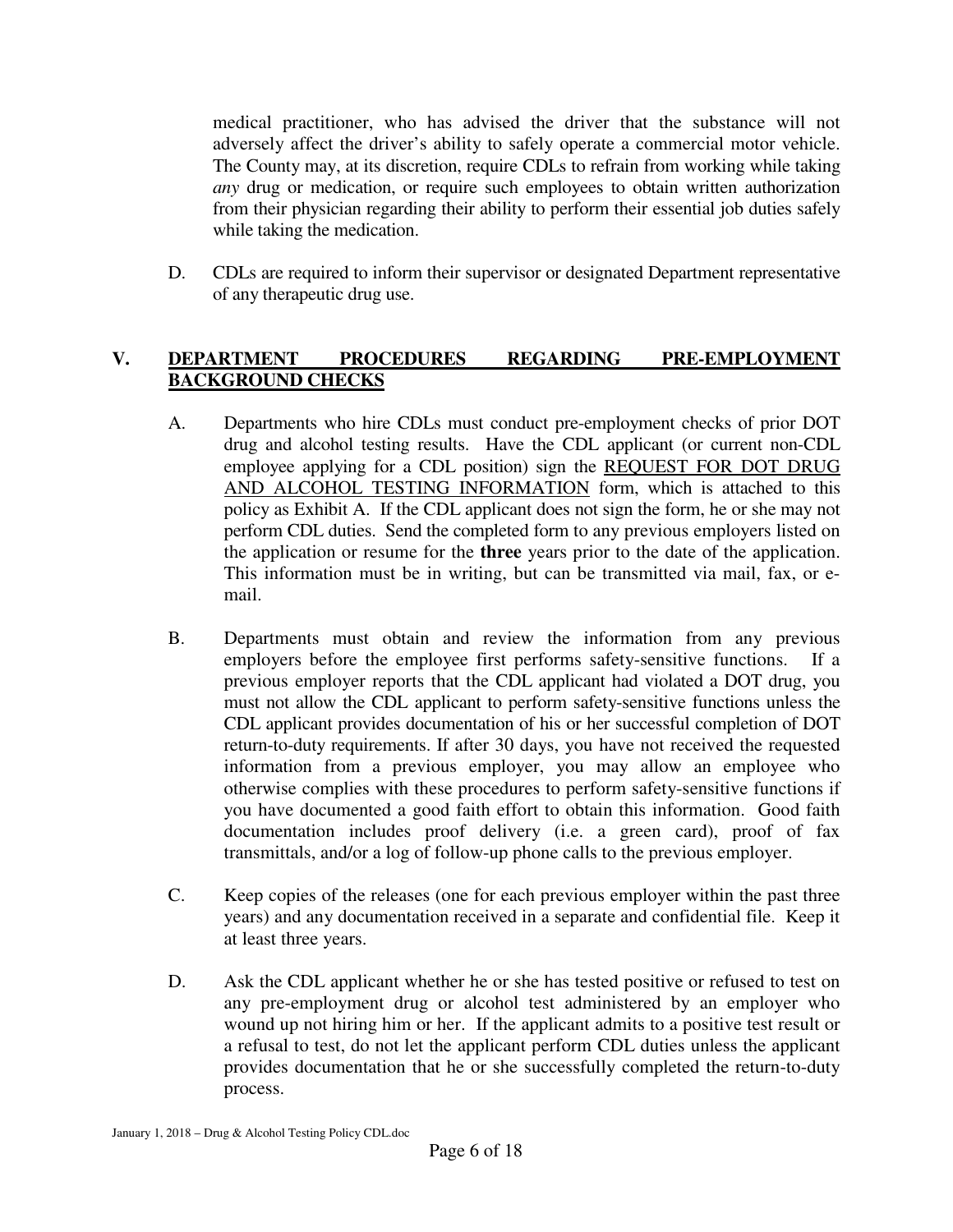medical practitioner, who has advised the driver that the substance will not adversely affect the driver's ability to safely operate a commercial motor vehicle. The County may, at its discretion, require CDLs to refrain from working while taking *any* drug or medication, or require such employees to obtain written authorization from their physician regarding their ability to perform their essential job duties safely while taking the medication.

D. CDLs are required to inform their supervisor or designated Department representative of any therapeutic drug use.

## V. DEPARTMENT PROCEDURES REGARDING PRE-EMPLOYMENT BACKGROUND CHECKS

A. Departments who hire CDLs must conduct pre-employment checks of prior DOT drug and alcohol testing results. Have the CDL applicant (or current non-CDL employee applying for a CDL position) sign the <u>REQUEST FOR DOT DRUG AND ALCOHOL TESTING INFORMATION</u> form, which is attached to this policy as Exhibit A. If the CDL applicant does not sign the form, he or she may not perform CDL duties. Send the completed form to any previous employers listed on the application or resume for the **three** years prior to the date of the application. This information must be in writing, but can be transmitted via mail, fax, or e-mail.

B. Departments must obtain and review the information from any previous employers before the employee first performs safety-sensitive functions. If a previous employer reports that the CDL applicant had violated a DOT drug, you must not allow the CDL applicant to perform safety-sensitive functions unless the CDL applicant provides documentation of his or her successful completion of DOT return-to-duty requirements. If after 30 days, you have not received the requested information from a previous employer, you may allow an employee who otherwise complies with these procedures to perform safety-sensitive functions if you have documented a good faith effort to obtain this information. Good faith documentation includes proof delivery (i.e. a green card), proof of fax transmittals, and/or a log of follow-up phone calls to the previous employer.

C. Keep copies of the releases (one for each previous employer within the past three years) and any documentation received in a separate and confidential file. Keep it at least three years.

D. Ask the CDL applicant whether he or she has tested positive or refused to test on any pre-employment drug or alcohol test administered by an employer who wound up not hiring him or her. If the applicant admits to a positive test result or a refusal to test, do not let the applicant perform CDL duties unless the applicant provides documentation that he or she successfully completed the return-to-duty process.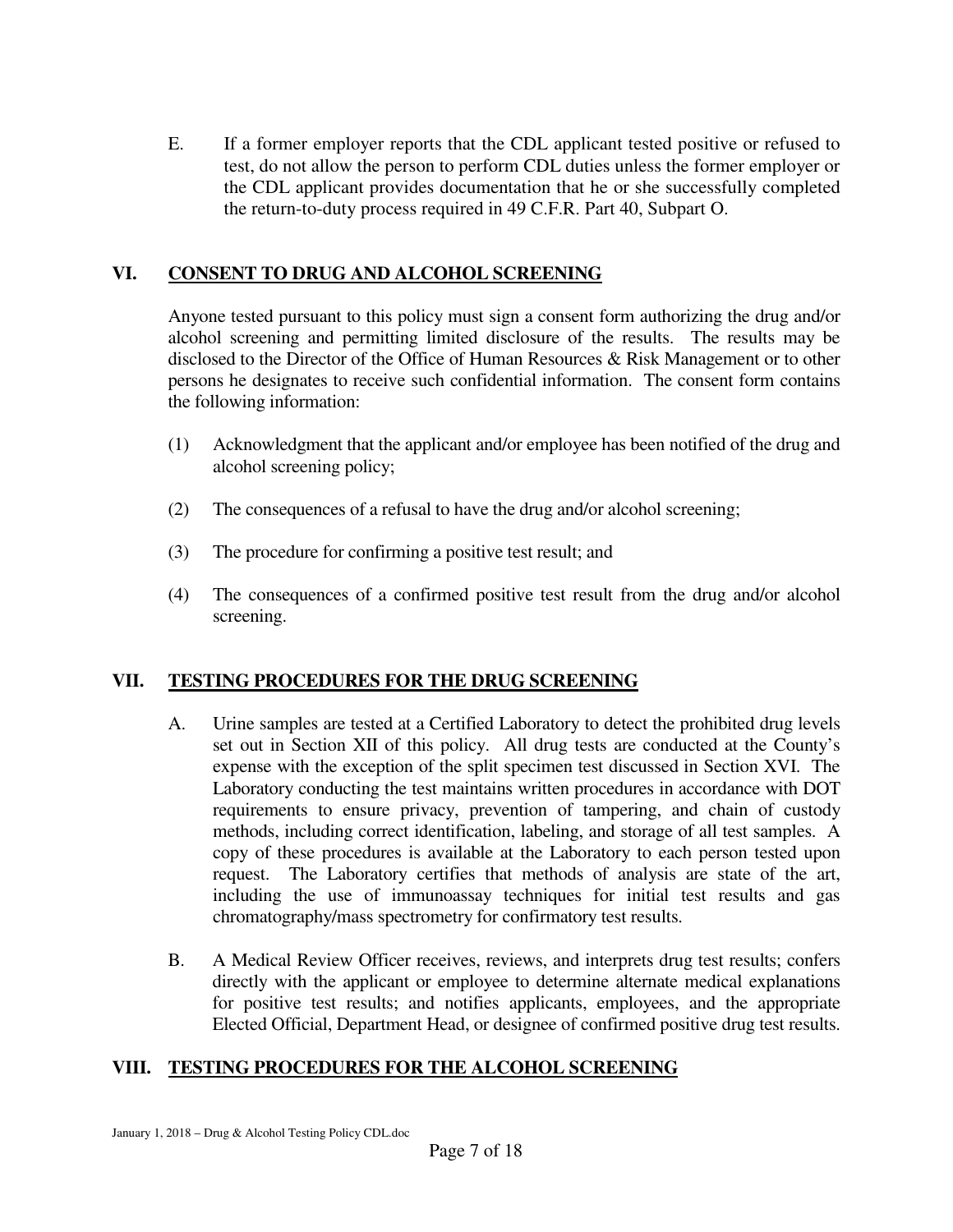E. If a former employer reports that the CDL applicant tested positive or refused to test, do not allow the person to perform CDL duties unless the former employer or the CDL applicant provides documentation that he or she successfully completed the return-to-duty process required in 49 C.F.R. Part 40, Subpart O.

## VI. CONSENT TO DRUG AND ALCOHOL SCREENING

Anyone tested pursuant to this policy must sign a consent form authorizing the drug and/or alcohol screening and permitting limited disclosure of the results. The results may be disclosed to the Director of the Office of Human Resources & Risk Management or to other persons he designates to receive such confidential information. The consent form contains the following information:

(1) Acknowledgment that the applicant and/or employee has been notified of the drug and alcohol screening policy;

(2) The consequences of a refusal to have the drug and/or alcohol screening;

(3) The procedure for confirming a positive test result; and

(4) The consequences of a confirmed positive test result from the drug and/or alcohol screening.

## VII. TESTING PROCEDURES FOR THE DRUG SCREENING

A. Urine samples are tested at a Certified Laboratory to detect the prohibited drug levels set out in Section XII of this policy. All drug tests are conducted at the County's expense with the exception of the split specimen test discussed in Section XVI. The Laboratory conducting the test maintains written procedures in accordance with DOT requirements to ensure privacy, prevention of tampering, and chain of custody methods, including correct identification, labeling, and storage of all test samples. A copy of these procedures is available at the Laboratory to each person tested upon request. The Laboratory certifies that methods of analysis are state of the art, including the use of immunoassay techniques for initial test results and gas chromatography/mass spectrometry for confirmatory test results.

B. A Medical Review Officer receives, reviews, and interprets drug test results; confers directly with the applicant or employee to determine alternate medical explanations for positive test results; and notifies applicants, employees, and the appropriate Elected Official, Department Head, or designee of confirmed positive drug test results.

## VIII. TESTING PROCEDURES FOR THE ALCOHOL SCREENING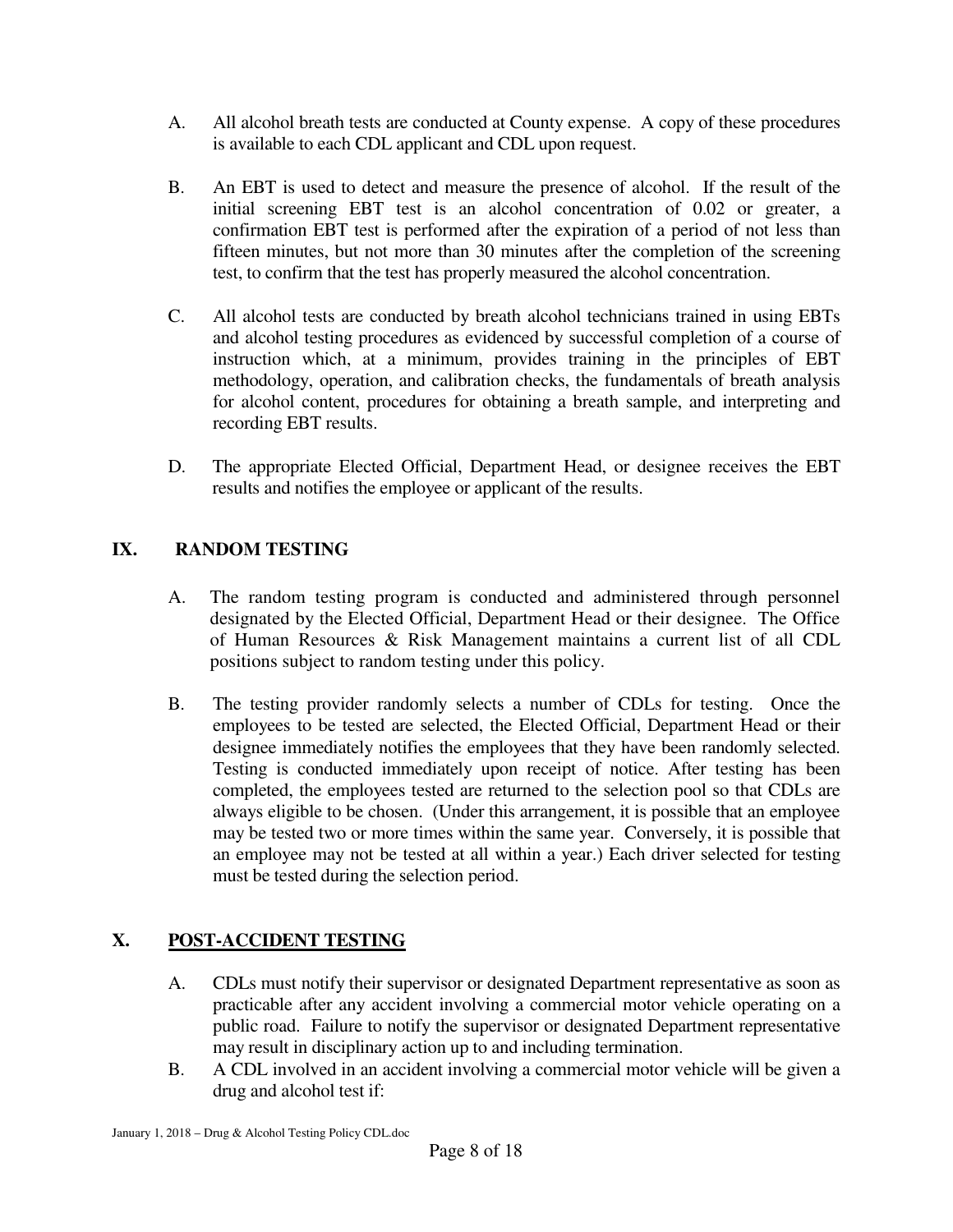A. All alcohol breath tests are conducted at County expense. A copy of these procedures is available to each CDL applicant and CDL upon request.

B. An EBT is used to detect and measure the presence of alcohol. If the result of the initial screening EBT test is an alcohol concentration of 0.02 or greater, a confirmation EBT test is performed after the expiration of a period of not less than fifteen minutes, but not more than 30 minutes after the completion of the screening test, to confirm that the test has properly measured the alcohol concentration.

C. All alcohol tests are conducted by breath alcohol technicians trained in using EBTs and alcohol testing procedures as evidenced by successful completion of a course of instruction which, at a minimum, provides training in the principles of EBT methodology, operation, and calibration checks, the fundamentals of breath analysis for alcohol content, procedures for obtaining a breath sample, and interpreting and recording EBT results.

D. The appropriate Elected Official, Department Head, or designee receives the EBT results and notifies the employee or applicant of the results.

## IX. RANDOM TESTING

A. The random testing program is conducted and administered through personnel designated by the Elected Official, Department Head or their designee. The Office of Human Resources & Risk Management maintains a current list of all CDL positions subject to random testing under this policy.

B. The testing provider randomly selects a number of CDLs for testing. Once the employees to be tested are selected, the Elected Official, Department Head or their designee immediately notifies the employees that they have been randomly selected. Testing is conducted immediately upon receipt of notice. After testing has been completed, the employees tested are returned to the selection pool so that CDLs are always eligible to be chosen. (Under this arrangement, it is possible that an employee may be tested two or more times within the same year. Conversely, it is possible that an employee may not be tested at all within a year.) Each driver selected for testing must be tested during the selection period.

## X. POST-ACCIDENT TESTING

A. CDLs must notify their supervisor or designated Department representative as soon as practicable after any accident involving a commercial motor vehicle operating on a public road. Failure to notify the supervisor or designated Department representative may result in disciplinary action up to and including termination.

B. A CDL involved in an accident involving a commercial motor vehicle will be given a drug and alcohol test if: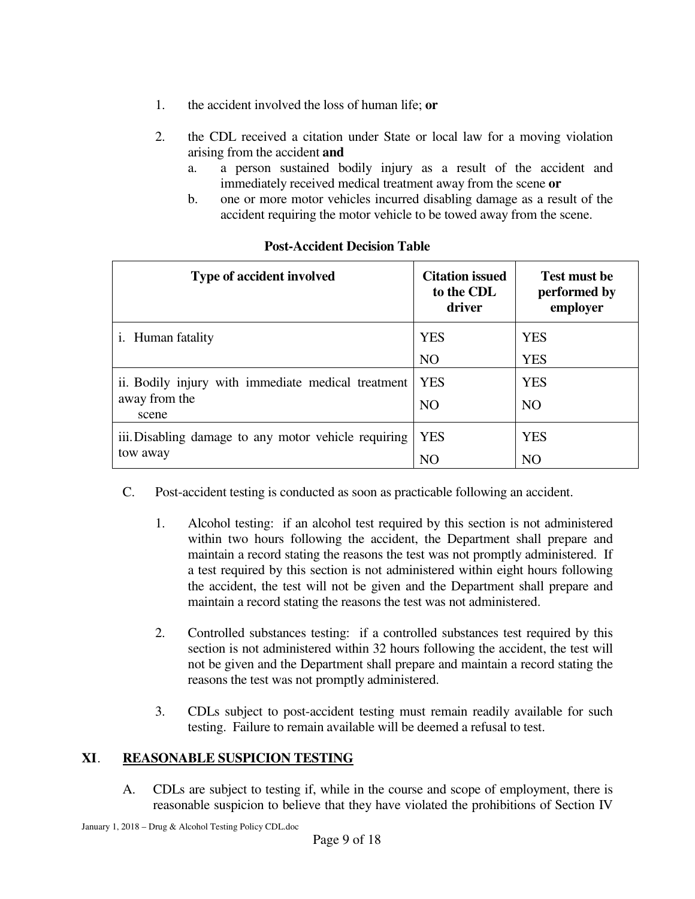1. the accident involved the loss of human life; **or**

2. the CDL received a citation under State or local law for a moving violation arising from the accident **and**
   a. a person sustained bodily injury as a result of the accident and immediately received medical treatment away from the scene **or**
   b. one or more motor vehicles incurred disabling damage as a result of the accident requiring the motor vehicle to be towed away from the scene.

**Post-Accident Decision Table**

| Type of accident involved | Citation issued to the CDL driver | Test must be performed by employer |
|---|---|---|
| i. Human fatality | YES | YES |
| | NO | YES |
| ii. Bodily injury with immediate medical treatment away from the scene | YES | YES |
| | NO | NO |
| iii. Disabling damage to any motor vehicle requiring tow away | YES | YES |
| | NO | NO |

C. Post-accident testing is conducted as soon as practicable following an accident.

   1. Alcohol testing: if an alcohol test required by this section is not administered within two hours following the accident, the Department shall prepare and maintain a record stating the reasons the test was not promptly administered. If a test required by this section is not administered within eight hours following the accident, the test will not be given and the Department shall prepare and maintain a record stating the reasons the test was not administered.

   2. Controlled substances testing: if a controlled substances test required by this section is not administered within 32 hours following the accident, the test will not be given and the Department shall prepare and maintain a record stating the reasons the test was not promptly administered.

   3. CDLs subject to post-accident testing must remain readily available for such testing. Failure to remain available will be deemed a refusal to test.

## XI. REASONABLE SUSPICION TESTING

A. CDLs are subject to testing if, while in the course and scope of employment, there is reasonable suspicion to believe that they have violated the prohibitions of Section IV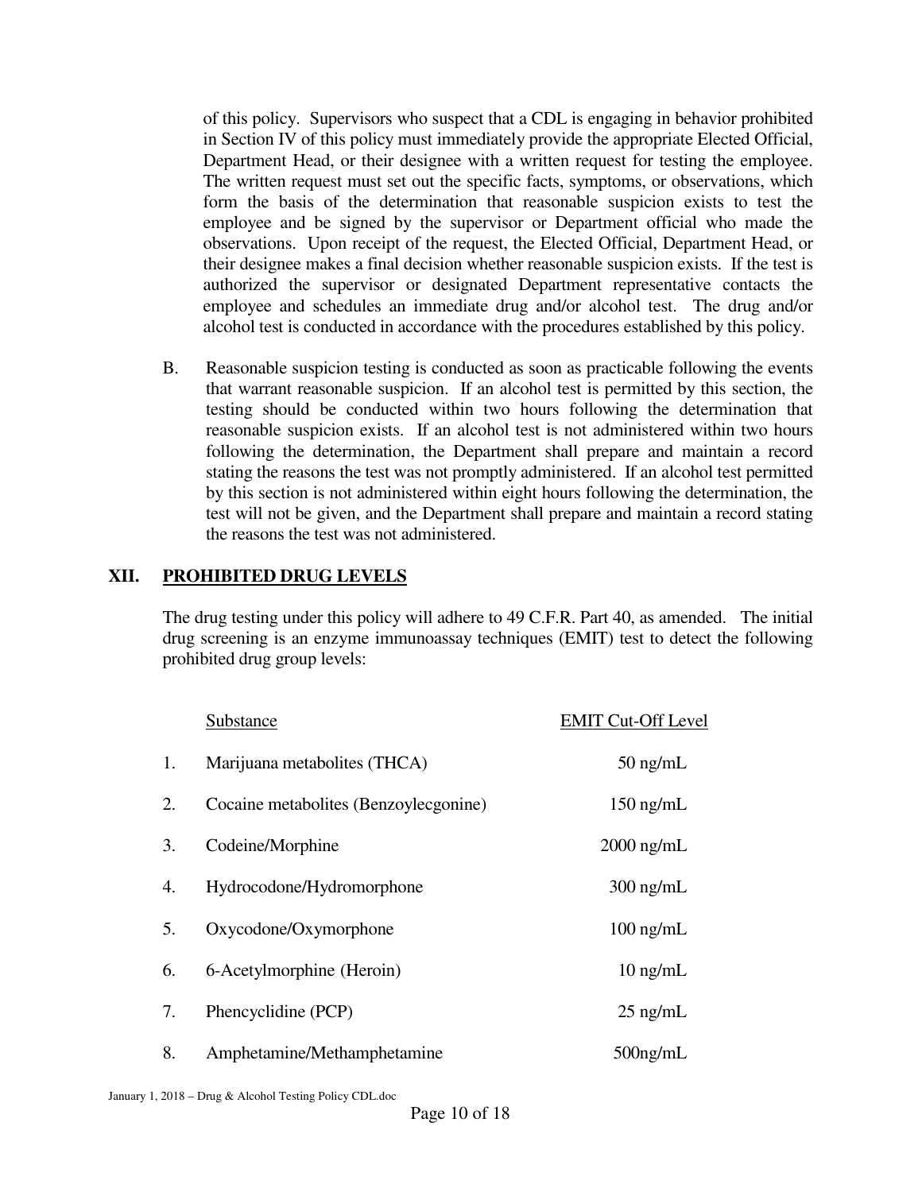of this policy. Supervisors who suspect that a CDL is engaging in behavior prohibited in Section IV of this policy must immediately provide the appropriate Elected Official, Department Head, or their designee with a written request for testing the employee. The written request must set out the specific facts, symptoms, or observations, which form the basis of the determination that reasonable suspicion exists to test the employee and be signed by the supervisor or Department official who made the observations. Upon receipt of the request, the Elected Official, Department Head, or their designee makes a final decision whether reasonable suspicion exists. If the test is authorized the supervisor or designated Department representative contacts the employee and schedules an immediate drug and/or alcohol test. The drug and/or alcohol test is conducted in accordance with the procedures established by this policy.

B. Reasonable suspicion testing is conducted as soon as practicable following the events that warrant reasonable suspicion. If an alcohol test is permitted by this section, the testing should be conducted within two hours following the determination that reasonable suspicion exists. If an alcohol test is not administered within two hours following the determination, the Department shall prepare and maintain a record stating the reasons the test was not promptly administered. If an alcohol test permitted by this section is not administered within eight hours following the determination, the test will not be given, and the Department shall prepare and maintain a record stating the reasons the test was not administered.

## XII. PROHIBITED DRUG LEVELS

The drug testing under this policy will adhere to 49 C.F.R. Part 40, as amended. The initial drug screening is an enzyme immunoassay techniques (EMIT) test to detect the following prohibited drug group levels:

| | Substance | EMIT Cut-Off Level |
|---|---|---|
| 1. | Marijuana metabolites (THCA) | 50 ng/mL |
| 2. | Cocaine metabolites (Benzoylecgonine) | 150 ng/mL |
| 3. | Codeine/Morphine | 2000 ng/mL |
| 4. | Hydrocodone/Hydromorphone | 300 ng/mL |
| 5. | Oxycodone/Oxymorphone | 100 ng/mL |
| 6. | 6-Acetylmorphine (Heroin) | 10 ng/mL |
| 7. | Phencyclidine (PCP) | 25 ng/mL |
| 8. | Amphetamine/Methamphetamine | 500ng/mL |

January 1, 2018 – Drug & Alcohol Testing Policy CDL.doc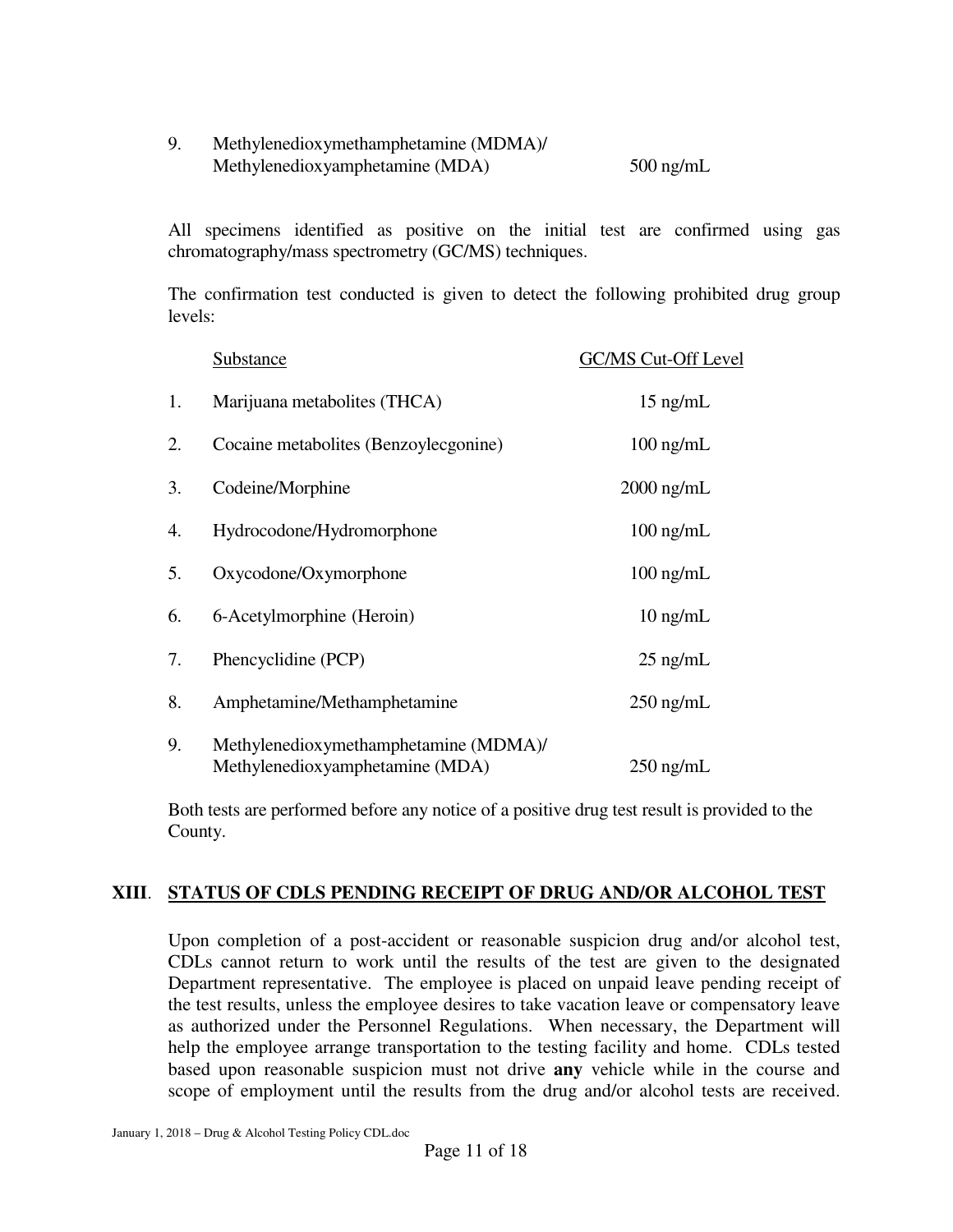| | | |
|---|---|---|
| 9. | Methylenedioxymethamphetamine (MDMA)/ Methylenedioxyamphetamine (MDA) | 500 ng/mL |

All specimens identified as positive on the initial test are confirmed using gas chromatography/mass spectrometry (GC/MS) techniques.

The confirmation test conducted is given to detect the following prohibited drug group levels:

| | Substance | GC/MS Cut-Off Level |
|---|---|---|
| 1. | Marijuana metabolites (THCA) | 15 ng/mL |
| 2. | Cocaine metabolites (Benzoylecgonine) | 100 ng/mL |
| 3. | Codeine/Morphine | 2000 ng/mL |
| 4. | Hydrocodone/Hydromorphone | 100 ng/mL |
| 5. | Oxycodone/Oxymorphone | 100 ng/mL |
| 6. | 6-Acetylmorphine (Heroin) | 10 ng/mL |
| 7. | Phencyclidine (PCP) | 25 ng/mL |
| 8. | Amphetamine/Methamphetamine | 250 ng/mL |
| 9. | Methylenedioxymethamphetamine (MDMA)/ Methylenedioxyamphetamine (MDA) | 250 ng/mL |

Both tests are performed before any notice of a positive drug test result is provided to the County.

## XIII. STATUS OF CDLS PENDING RECEIPT OF DRUG AND/OR ALCOHOL TEST

Upon completion of a post-accident or reasonable suspicion drug and/or alcohol test, CDLs cannot return to work until the results of the test are given to the designated Department representative. The employee is placed on unpaid leave pending receipt of the test results, unless the employee desires to take vacation leave or compensatory leave as authorized under the Personnel Regulations. When necessary, the Department will help the employee arrange transportation to the testing facility and home. CDLs tested based upon reasonable suspicion must not drive **any** vehicle while in the course and scope of employment until the results from the drug and/or alcohol tests are received.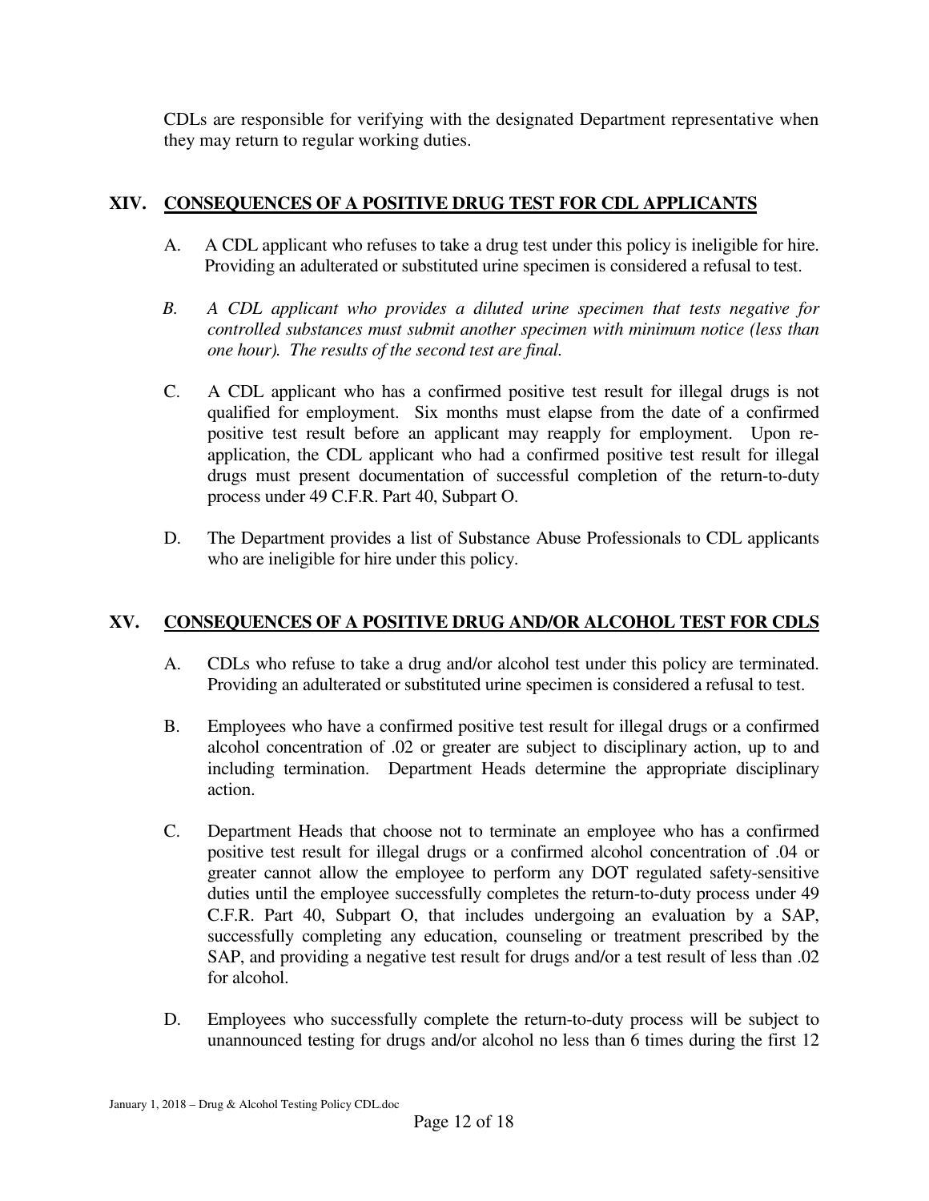CDLs are responsible for verifying with the designated Department representative when they may return to regular working duties.

## XIV. CONSEQUENCES OF A POSITIVE DRUG TEST FOR CDL APPLICANTS

A. A CDL applicant who refuses to take a drug test under this policy is ineligible for hire. Providing an adulterated or substituted urine specimen is considered a refusal to test.

*B. A CDL applicant who provides a diluted urine specimen that tests negative for controlled substances must submit another specimen with minimum notice (less than one hour). The results of the second test are final.*

C. A CDL applicant who has a confirmed positive test result for illegal drugs is not qualified for employment. Six months must elapse from the date of a confirmed positive test result before an applicant may reapply for employment. Upon re-application, the CDL applicant who had a confirmed positive test result for illegal drugs must present documentation of successful completion of the return-to-duty process under 49 C.F.R. Part 40, Subpart O.

D. The Department provides a list of Substance Abuse Professionals to CDL applicants who are ineligible for hire under this policy.

## XV. CONSEQUENCES OF A POSITIVE DRUG AND/OR ALCOHOL TEST FOR CDLS

A. CDLs who refuse to take a drug and/or alcohol test under this policy are terminated. Providing an adulterated or substituted urine specimen is considered a refusal to test.

B. Employees who have a confirmed positive test result for illegal drugs or a confirmed alcohol concentration of .02 or greater are subject to disciplinary action, up to and including termination. Department Heads determine the appropriate disciplinary action.

C. Department Heads that choose not to terminate an employee who has a confirmed positive test result for illegal drugs or a confirmed alcohol concentration of .04 or greater cannot allow the employee to perform any DOT regulated safety-sensitive duties until the employee successfully completes the return-to-duty process under 49 C.F.R. Part 40, Subpart O, that includes undergoing an evaluation by a SAP, successfully completing any education, counseling or treatment prescribed by the SAP, and providing a negative test result for drugs and/or a test result of less than .02 for alcohol.

D. Employees who successfully complete the return-to-duty process will be subject to unannounced testing for drugs and/or alcohol no less than 6 times during the first 12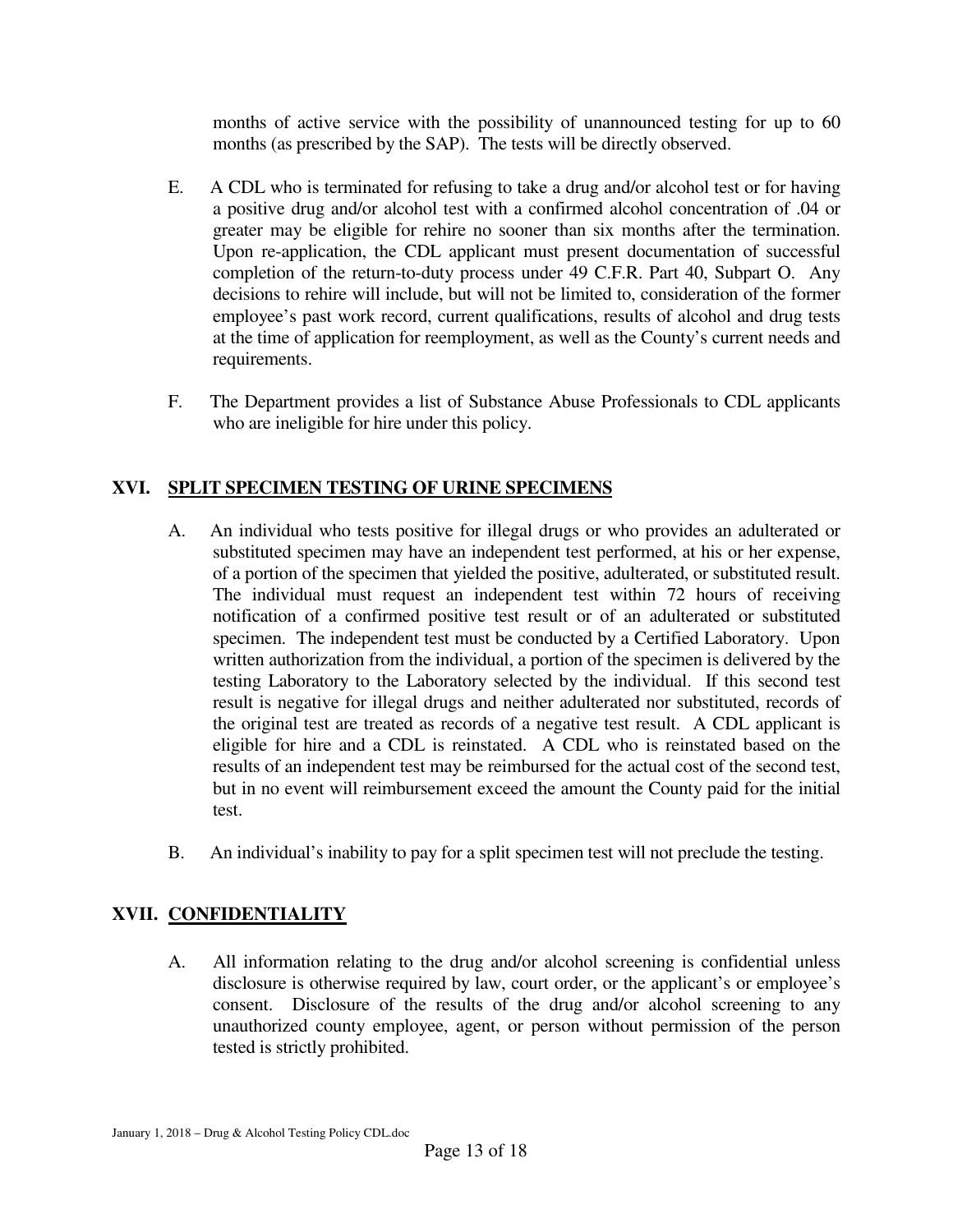months of active service with the possibility of unannounced testing for up to 60 months (as prescribed by the SAP). The tests will be directly observed.

E. A CDL who is terminated for refusing to take a drug and/or alcohol test or for having a positive drug and/or alcohol test with a confirmed alcohol concentration of .04 or greater may be eligible for rehire no sooner than six months after the termination. Upon re-application, the CDL applicant must present documentation of successful completion of the return-to-duty process under 49 C.F.R. Part 40, Subpart O. Any decisions to rehire will include, but will not be limited to, consideration of the former employee's past work record, current qualifications, results of alcohol and drug tests at the time of application for reemployment, as well as the County's current needs and requirements.

F. The Department provides a list of Substance Abuse Professionals to CDL applicants who are ineligible for hire under this policy.

## XVI. SPLIT SPECIMEN TESTING OF URINE SPECIMENS

A. An individual who tests positive for illegal drugs or who provides an adulterated or substituted specimen may have an independent test performed, at his or her expense, of a portion of the specimen that yielded the positive, adulterated, or substituted result. The individual must request an independent test within 72 hours of receiving notification of a confirmed positive test result or of an adulterated or substituted specimen. The independent test must be conducted by a Certified Laboratory. Upon written authorization from the individual, a portion of the specimen is delivered by the testing Laboratory to the Laboratory selected by the individual. If this second test result is negative for illegal drugs and neither adulterated nor substituted, records of the original test are treated as records of a negative test result. A CDL applicant is eligible for hire and a CDL is reinstated. A CDL who is reinstated based on the results of an independent test may be reimbursed for the actual cost of the second test, but in no event will reimbursement exceed the amount the County paid for the initial test.

B. An individual's inability to pay for a split specimen test will not preclude the testing.

## XVII. CONFIDENTIALITY

A. All information relating to the drug and/or alcohol screening is confidential unless disclosure is otherwise required by law, court order, or the applicant's or employee's consent. Disclosure of the results of the drug and/or alcohol screening to any unauthorized county employee, agent, or person without permission of the person tested is strictly prohibited.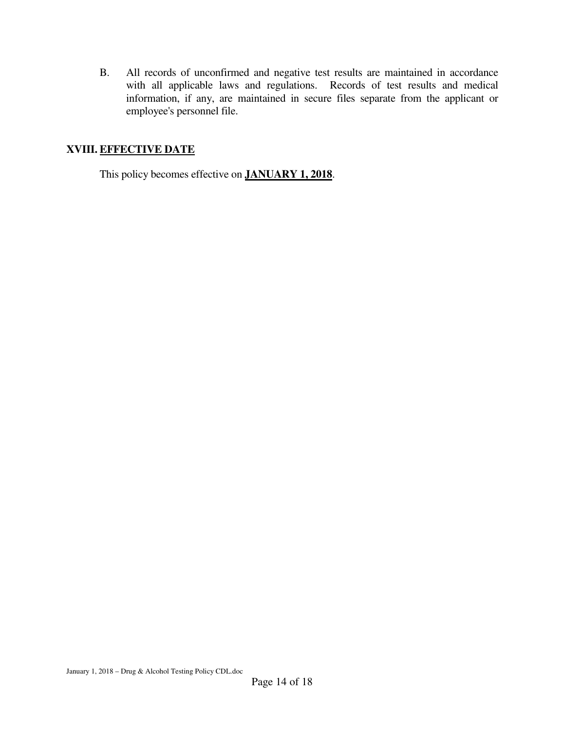B. All records of unconfirmed and negative test results are maintained in accordance with all applicable laws and regulations. Records of test results and medical information, if any, are maintained in secure files separate from the applicant or employee's personnel file.

## XVIII. EFFECTIVE DATE

This policy becomes effective on **JANUARY 1, 2018**.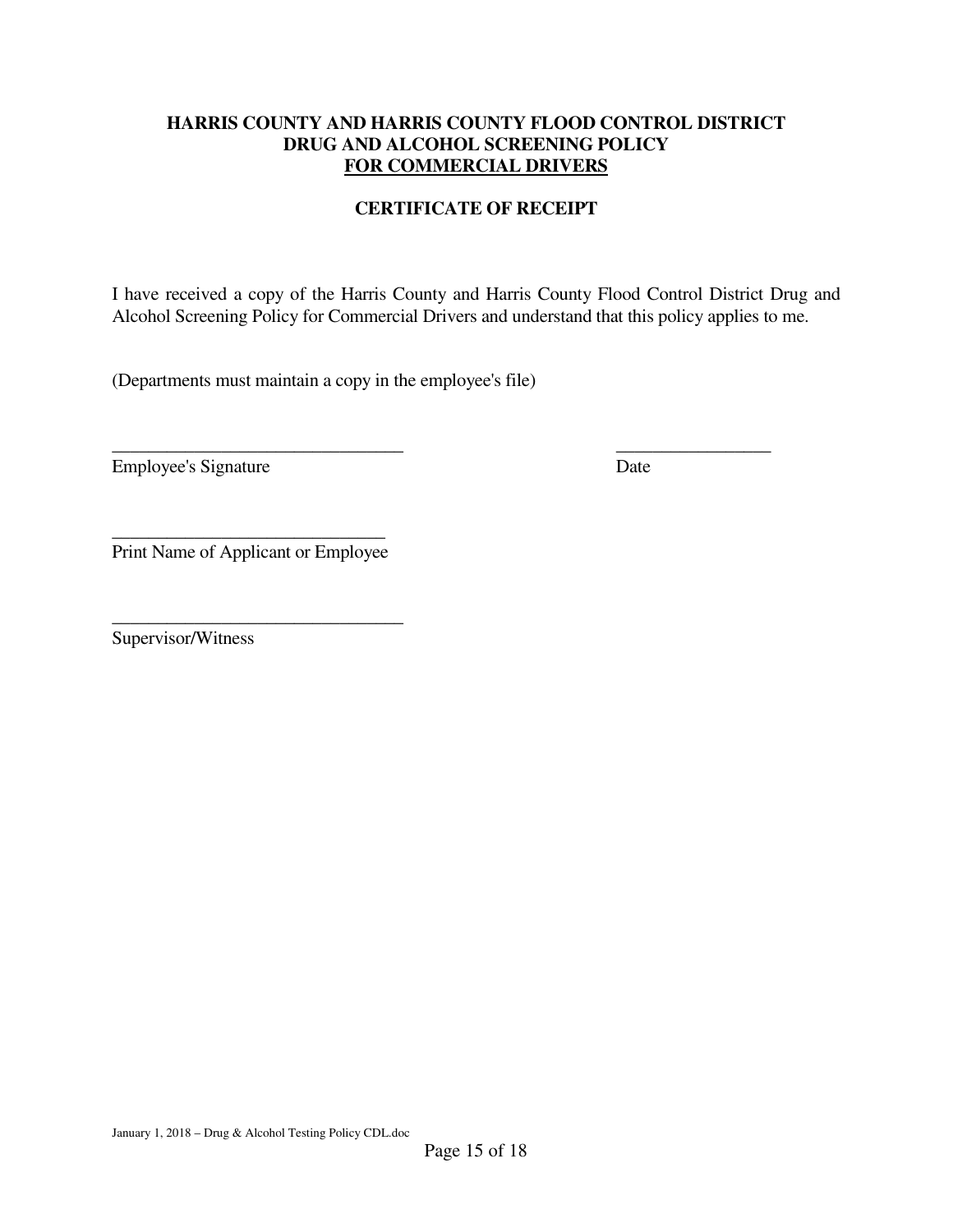**HARRIS COUNTY AND HARRIS COUNTY FLOOD CONTROL DISTRICT**
**DRUG AND ALCOHOL SCREENING POLICY**
**FOR COMMERCIAL DRIVERS**

**CERTIFICATE OF RECEIPT**

I have received a copy of the Harris County and Harris County Flood Control District Drug and Alcohol Screening Policy for Commercial Drivers and understand that this policy applies to me.

(Departments must maintain a copy in the employee's file)

________________________________ _________________
Employee's Signature Date

______________________________
Print Name of Applicant or Employee

________________________________
Supervisor/Witness

January 1, 2018 – Drug & Alcohol Testing Policy CDL.doc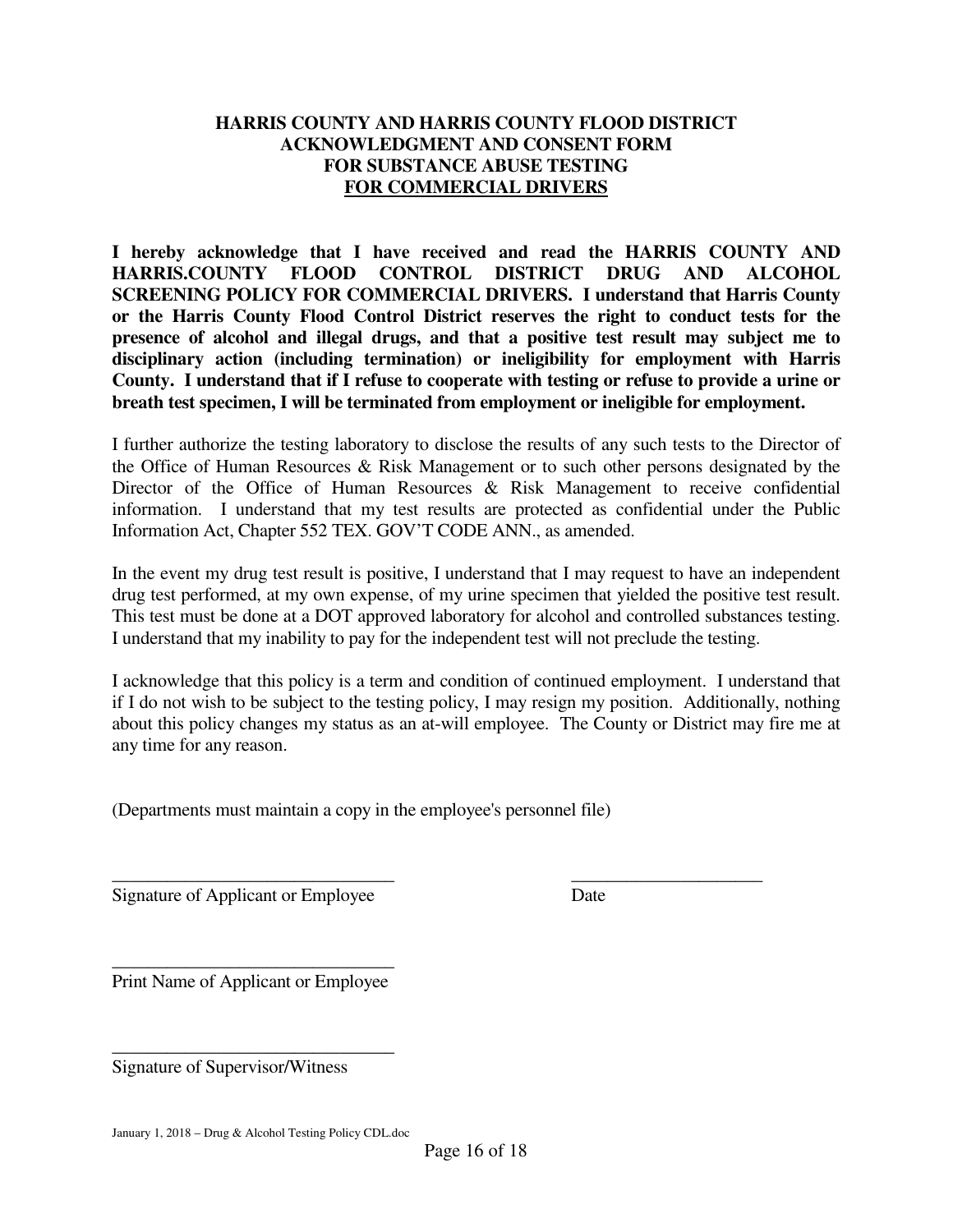**HARRIS COUNTY AND HARRIS COUNTY FLOOD DISTRICT**
**ACKNOWLEDGMENT AND CONSENT FORM**
**FOR SUBSTANCE ABUSE TESTING**
**FOR COMMERCIAL DRIVERS**

**I hereby acknowledge that I have received and read the HARRIS COUNTY AND HARRIS.COUNTY FLOOD CONTROL DISTRICT DRUG AND ALCOHOL SCREENING POLICY FOR COMMERCIAL DRIVERS. I understand that Harris County or the Harris County Flood Control District reserves the right to conduct tests for the presence of alcohol and illegal drugs, and that a positive test result may subject me to disciplinary action (including termination) or ineligibility for employment with Harris County. I understand that if I refuse to cooperate with testing or refuse to provide a urine or breath test specimen, I will be terminated from employment or ineligible for employment.**

I further authorize the testing laboratory to disclose the results of any such tests to the Director of the Office of Human Resources & Risk Management or to such other persons designated by the Director of the Office of Human Resources & Risk Management to receive confidential information. I understand that my test results are protected as confidential under the Public Information Act, Chapter 552 TEX. GOV'T CODE ANN., as amended.

In the event my drug test result is positive, I understand that I may request to have an independent drug test performed, at my own expense, of my urine specimen that yielded the positive test result. This test must be done at a DOT approved laboratory for alcohol and controlled substances testing. I understand that my inability to pay for the independent test will not preclude the testing.

I acknowledge that this policy is a term and condition of continued employment. I understand that if I do not wish to be subject to the testing policy, I may resign my position. Additionally, nothing about this policy changes my status as an at-will employee. The County or District may fire me at any time for any reason.

(Departments must maintain a copy in the employee's personnel file)

\_\_\_\_\_\_\_\_\_\_\_\_\_\_\_\_\_\_\_\_\_\_\_\_\_\_\_\_\_\_\_\_ \_\_\_\_\_\_\_\_\_\_\_\_\_\_\_\_\_\_\_\_\_\_
Signature of Applicant or Employee Date

\_\_\_\_\_\_\_\_\_\_\_\_\_\_\_\_\_\_\_\_\_\_\_\_\_\_\_\_\_\_\_\_
Print Name of Applicant or Employee

\_\_\_\_\_\_\_\_\_\_\_\_\_\_\_\_\_\_\_\_\_\_\_\_\_\_\_\_\_\_\_\_
Signature of Supervisor/Witness

January 1, 2018 – Drug & Alcohol Testing Policy CDL.doc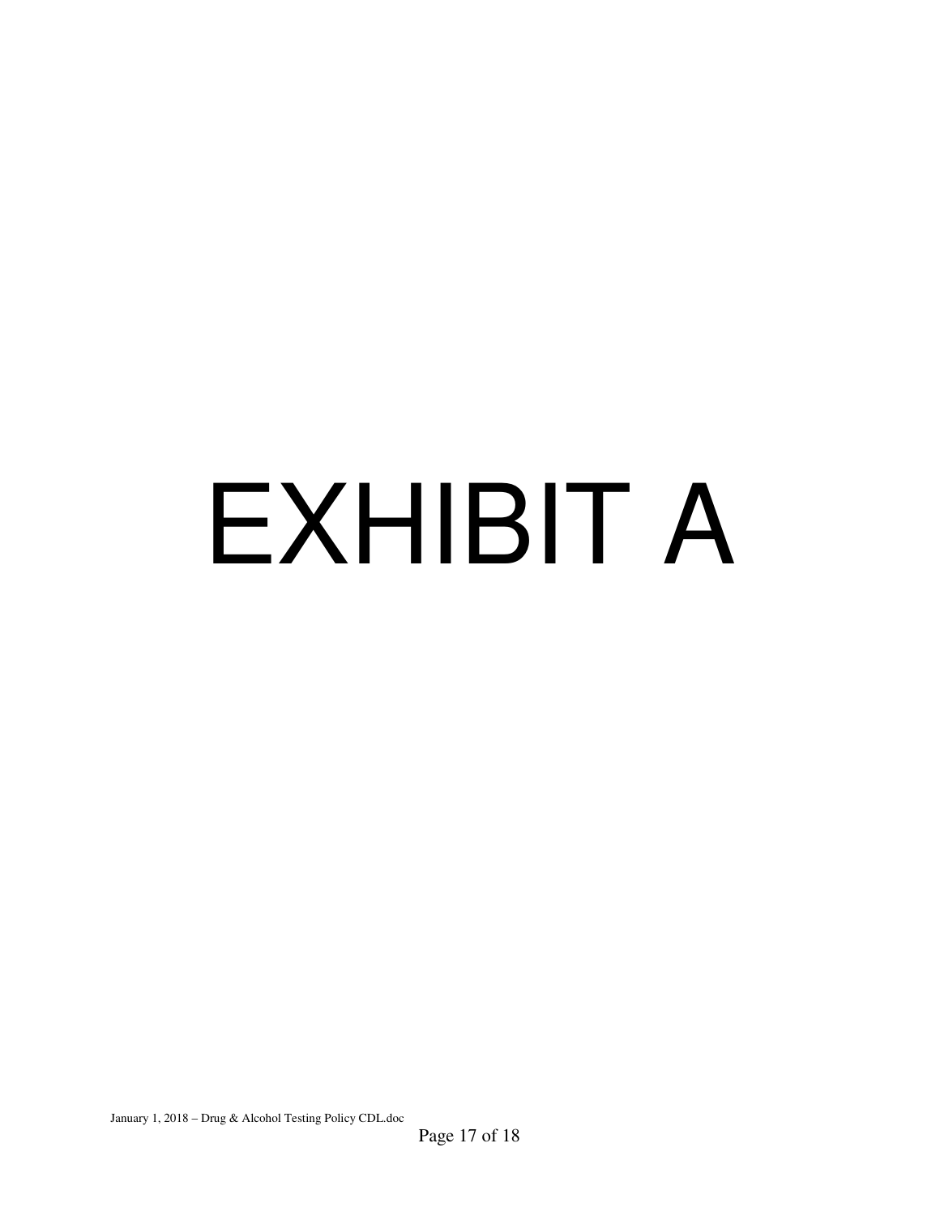# EXHIBIT A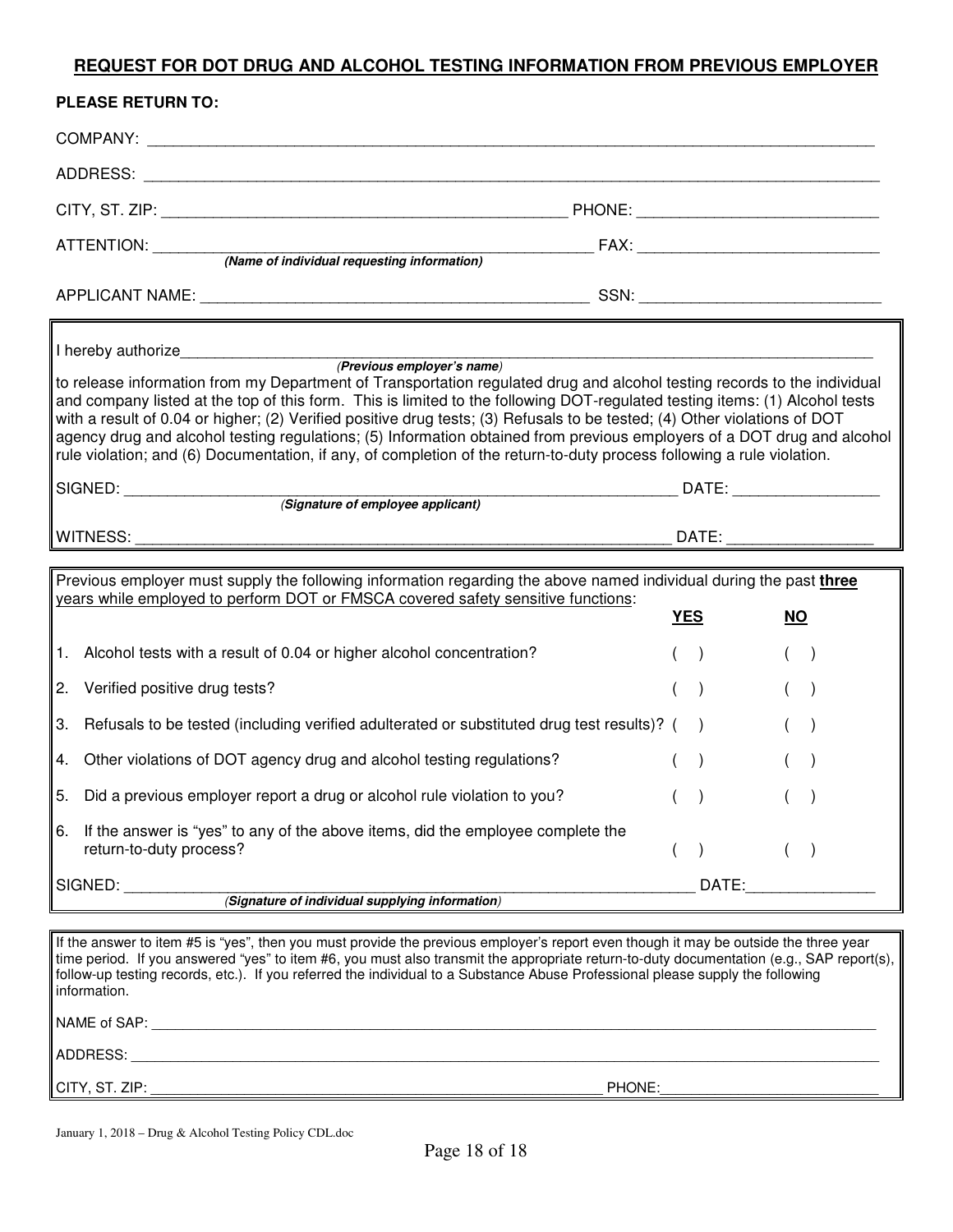## REQUEST FOR DOT DRUG AND ALCOHOL TESTING INFORMATION FROM PREVIOUS EMPLOYER

**PLEASE RETURN TO:**

COMPANY: ______________________________________________________________________________

ADDRESS: ______________________________________________________________________________

CITY, ST. ZIP: ________________________________________ PHONE: _________________________

ATTENTION: ____________________________________________ FAX: _________________________
***(Name of individual requesting information)***

APPLICANT NAME: _______________________________________ SSN: _________________________

---

I hereby authorize_____________________________________________________________________
***(Previous employer's name)***

to release information from my Department of Transportation regulated drug and alcohol testing records to the individual and company listed at the top of this form. This is limited to the following DOT-regulated testing items: (1) Alcohol tests with a result of 0.04 or higher; (2) Verified positive drug tests; (3) Refusals to be tested; (4) Other violations of DOT agency drug and alcohol testing regulations; (5) Information obtained from previous employers of a DOT drug and alcohol rule violation; and (6) Documentation, if any, of completion of the return-to-duty process following a rule violation.

SIGNED: ______________________________________________________ DATE: _________________
***(Signature of employee applicant)***

WITNESS: _____________________________________________________ DATE: _________________

---

Previous employer must supply the following information regarding the above named individual during the past **three years while employed to perform DOT or FMSCA covered safety sensitive functions**:

| | | **YES** | **NO** |
|---|---|---|---|
| 1. | Alcohol tests with a result of 0.04 or higher alcohol concentration? | ( ) | ( ) |
| 2. | Verified positive drug tests? | ( ) | ( ) |
| 3. | Refusals to be tested (including verified adulterated or substituted drug test results)? | ( ) | ( ) |
| 4. | Other violations of DOT agency drug and alcohol testing regulations? | ( ) | ( ) |
| 5. | Did a previous employer report a drug or alcohol rule violation to you? | ( ) | ( ) |
| 6. | If the answer is "yes" to any of the above items, did the employee complete the return-to-duty process? | ( ) | ( ) |

SIGNED: ______________________________________________________ DATE:_______________
*(**Signature of individual supplying information**)*

---

If the answer to item #5 is "yes", then you must provide the previous employer's report even though it may be outside the three year time period. If you answered "yes" to item #6, you must also transmit the appropriate return-to-duty documentation (e.g., SAP report(s), follow-up testing records, etc.). If you referred the individual to a Substance Abuse Professional please supply the following information.

NAME of SAP: __________________________________________________________________________

ADDRESS: _____________________________________________________________________________

CITY, ST. ZIP: ________________________________________ PHONE:___________________________

January 1, 2018 – Drug & Alcohol Testing Policy CDL.doc